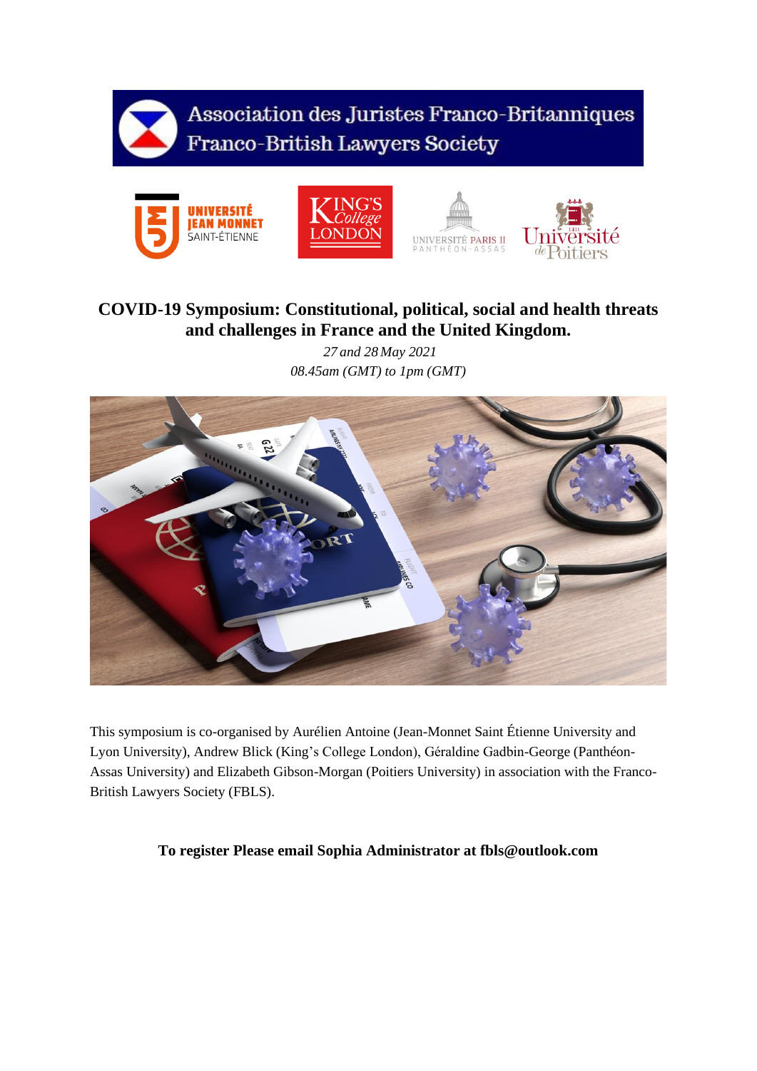Association des Juristes Franco-Britanniques
Franco-British Lawyers Society

# COVID-19 Symposium: Constitutional, political, social and health threats and challenges in France and the United Kingdom.

*27 and 28 May 2021*
*08.45am (GMT) to 1pm (GMT)*

This symposium is co-organised by Aurélien Antoine (Jean-Monnet Saint Étienne University and Lyon University), Andrew Blick (King's College London), Géraldine Gadbin-George (Panthéon-Assas University) and Elizabeth Gibson-Morgan (Poitiers University) in association with the Franco-British Lawyers Society (FBLS).

**To register Please email Sophia Administrator at fbls@outlook.com**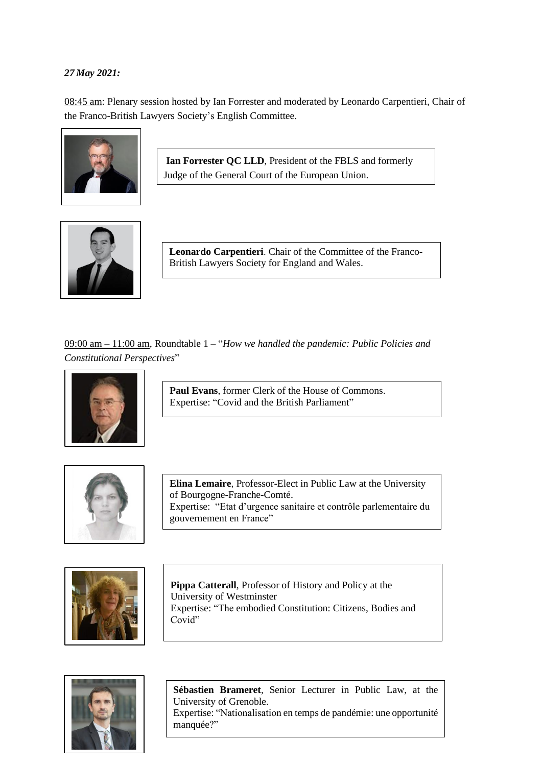***27 May 2021:***

08:45 am: Plenary session hosted by Ian Forrester and moderated by Leonardo Carpentieri, Chair of the Franco-British Lawyers Society's English Committee.

**Ian Forrester QC LLD**, President of the FBLS and formerly Judge of the General Court of the European Union.

**Leonardo Carpentieri**. Chair of the Committee of the Franco-British Lawyers Society for England and Wales.

09:00 am – 11:00 am, Roundtable 1 – "*How we handled the pandemic: Public Policies and Constitutional Perspectives*"

**Paul Evans**, former Clerk of the House of Commons.
Expertise: "Covid and the British Parliament"

**Elina Lemaire**, Professor-Elect in Public Law at the University of Bourgogne-Franche-Comté.
Expertise: "Etat d'urgence sanitaire et contrôle parlementaire du gouvernement en France"

**Pippa Catterall**, Professor of History and Policy at the University of Westminster
Expertise: "The embodied Constitution: Citizens, Bodies and Covid"

**Sébastien Brameret**, Senior Lecturer in Public Law, at the University of Grenoble.
Expertise: "Nationalisation en temps de pandémie: une opportunité manquée?"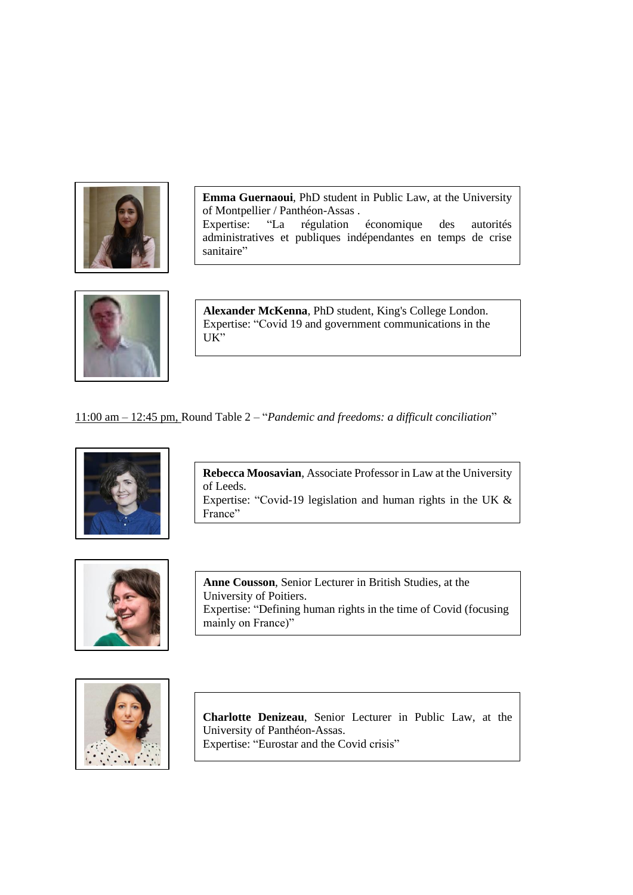**Emma Guernaoui**, PhD student in Public Law, at the University of Montpellier / Panthéon-Assas .
Expertise: "La régulation économique des autorités administratives et publiques indépendantes en temps de crise sanitaire"

**Alexander McKenna**, PhD student, King's College London.
Expertise: "Covid 19 and government communications in the UK"

11:00 am – 12:45 pm, Round Table 2 – "*Pandemic and freedoms: a difficult conciliation*"

**Rebecca Moosavian**, Associate Professor in Law at the University of Leeds.
Expertise: "Covid-19 legislation and human rights in the UK & France"

**Anne Cousson**, Senior Lecturer in British Studies, at the University of Poitiers.
Expertise: "Defining human rights in the time of Covid (focusing mainly on France)"

**Charlotte Denizeau**, Senior Lecturer in Public Law, at the University of Panthéon-Assas.
Expertise: "Eurostar and the Covid crisis"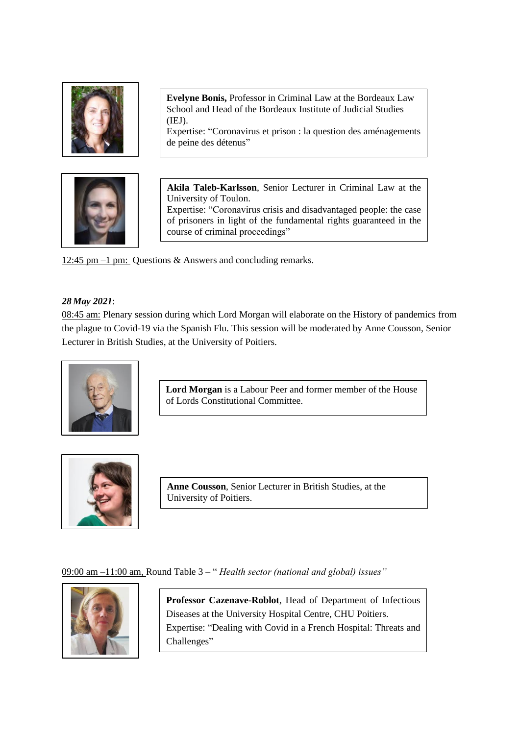**Evelyne Bonis,** Professor in Criminal Law at the Bordeaux Law School and Head of the Bordeaux Institute of Judicial Studies (IEJ).
Expertise: "Coronavirus et prison : la question des aménagements de peine des détenus"

**Akila Taleb-Karlsson**, Senior Lecturer in Criminal Law at the University of Toulon.
Expertise: "Coronavirus crisis and disadvantaged people: the case of prisoners in light of the fundamental rights guaranteed in the course of criminal proceedings"

12:45 pm –1 pm: Questions & Answers and concluding remarks.

***28 May 2021***:

08:45 am: Plenary session during which Lord Morgan will elaborate on the History of pandemics from the plague to Covid-19 via the Spanish Flu. This session will be moderated by Anne Cousson, Senior Lecturer in British Studies, at the University of Poitiers.

**Lord Morgan** is a Labour Peer and former member of the House of Lords Constitutional Committee.

**Anne Cousson**, Senior Lecturer in British Studies, at the University of Poitiers.

09:00 am –11:00 am, Round Table 3 – " *Health sector (national and global) issues"*

**Professor Cazenave-Roblot**, Head of Department of Infectious Diseases at the University Hospital Centre, CHU Poitiers.
Expertise: "Dealing with Covid in a French Hospital: Threats and Challenges"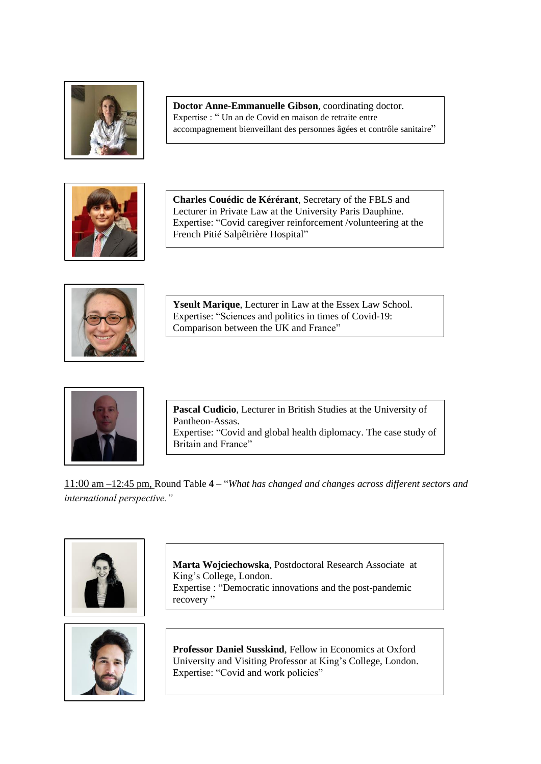**Doctor Anne-Emmanuelle Gibson**, coordinating doctor.
Expertise : " Un an de Covid en maison de retraite entre accompagnement bienveillant des personnes âgées et contrôle sanitaire"

**Charles Couédic de Kérérant**, Secretary of the FBLS and Lecturer in Private Law at the University Paris Dauphine.
Expertise: "Covid caregiver reinforcement /volunteering at the French Pitié Salpêtrière Hospital"

**Yseult Marique**, Lecturer in Law at the Essex Law School.
Expertise: "Sciences and politics in times of Covid-19: Comparison between the UK and France"

**Pascal Cudicio**, Lecturer in British Studies at the University of Pantheon-Assas.
Expertise: "Covid and global health diplomacy. The case study of Britain and France"

11:00 am –12:45 pm, Round Table **4** – "*What has changed and changes across different sectors and international perspective.*"

**Marta Wojciechowska**, Postdoctoral Research Associate at King's College, London.
Expertise : "Democratic innovations and the post-pandemic recovery "

**Professor Daniel Susskind**, Fellow in Economics at Oxford University and Visiting Professor at King's College, London.
Expertise: "Covid and work policies"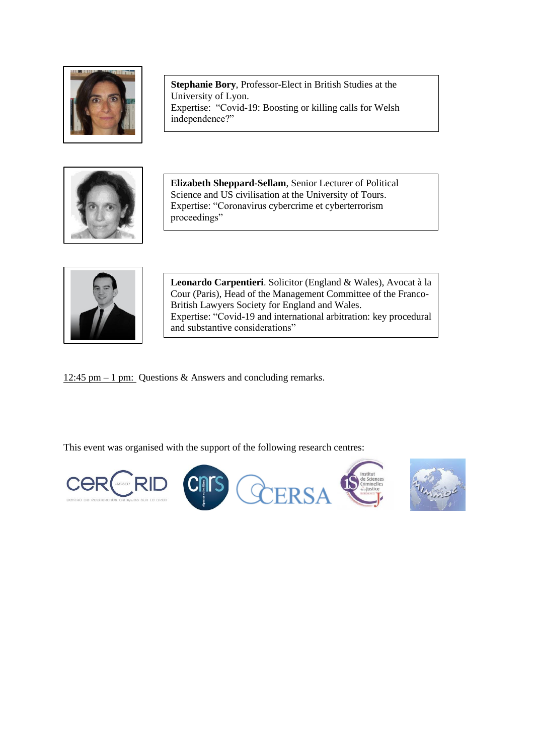**Stephanie Bory**, Professor-Elect in British Studies at the University of Lyon.
Expertise: "Covid-19: Boosting or killing calls for Welsh independence?"

**Elizabeth Sheppard-Sellam**, Senior Lecturer of Political Science and US civilisation at the University of Tours.
Expertise: "Coronavirus cybercrime et cyberterrorism proceedings"

**Leonardo Carpentieri**. Solicitor (England & Wales), Avocat à la Cour (Paris), Head of the Management Committee of the Franco-British Lawyers Society for England and Wales.
Expertise: "Covid-19 and international arbitration: key procedural and substantive considerations"

12:45 pm – 1 pm: Questions & Answers and concluding remarks.

This event was organised with the support of the following research centres: